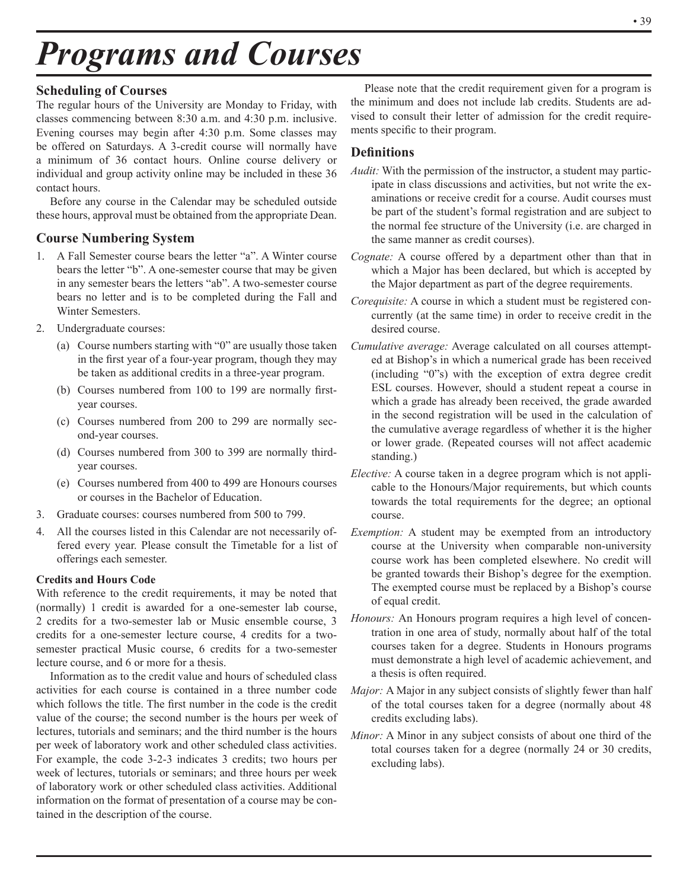# Programs and Courses

## Scheduling of Courses

The regular hours of the University are Monday to Friday, with classes commencing between 8:30 a.m. and 4:30 p.m. inclusive. Evening courses may begin after 4:30 p.m. Some classes may be offered on Saturdays. A 3-credit course will normally have a minimum of 36 contact hours. Online course delivery or individual and group activity online may be included in these 36 contact hours.

Before any course in the Calendar may be scheduled outside these hours, approval must be obtained from the appropriate Dean.

## Course Numbering System

1. A Fall Semester course bears the letter "a". A Winter course bears the letter "b". A one-semester course that may be given in any semester bears the letters "ab". A two-semester course bears no letter and is to be completed during the Fall and Winter Semesters.
2. Undergraduate courses:
   (a) Course numbers starting with "0" are usually those taken in the first year of a four-year program, though they may be taken as additional credits in a three-year program.
   (b) Courses numbered from 100 to 199 are normally first-year courses.
   (c) Courses numbered from 200 to 299 are normally second-year courses.
   (d) Courses numbered from 300 to 399 are normally third-year courses.
   (e) Courses numbered from 400 to 499 are Honours courses or courses in the Bachelor of Education.
3. Graduate courses: courses numbered from 500 to 799.
4. All the courses listed in this Calendar are not necessarily offered every year. Please consult the Timetable for a list of offerings each semester.

### Credits and Hours Code

With reference to the credit requirements, it may be noted that (normally) 1 credit is awarded for a one-semester lab course, 2 credits for a two-semester lab or Music ensemble course, 3 credits for a one-semester lecture course, 4 credits for a two-semester practical Music course, 6 credits for a two-semester lecture course, and 6 or more for a thesis.

Information as to the credit value and hours of scheduled class activities for each course is contained in a three number code which follows the title. The first number in the code is the credit value of the course; the second number is the hours per week of lectures, tutorials and seminars; and the third number is the hours per week of laboratory work and other scheduled class activities. For example, the code 3-2-3 indicates 3 credits; two hours per week of lectures, tutorials or seminars; and three hours per week of laboratory work or other scheduled class activities. Additional information on the format of presentation of a course may be contained in the description of the course.

Please note that the credit requirement given for a program is the minimum and does not include lab credits. Students are advised to consult their letter of admission for the credit requirements specific to their program.

## Definitions

*Audit:* With the permission of the instructor, a student may participate in class discussions and activities, but not write the examinations or receive credit for a course. Audit courses must be part of the student's formal registration and are subject to the normal fee structure of the University (i.e. are charged in the same manner as credit courses).

*Cognate:* A course offered by a department other than that in which a Major has been declared, but which is accepted by the Major department as part of the degree requirements.

*Corequisite:* A course in which a student must be registered concurrently (at the same time) in order to receive credit in the desired course.

*Cumulative average:* Average calculated on all courses attempted at Bishop's in which a numerical grade has been received (including "0"s) with the exception of extra degree credit ESL courses. However, should a student repeat a course in which a grade has already been received, the grade awarded in the second registration will be used in the calculation of the cumulative average regardless of whether it is the higher or lower grade. (Repeated courses will not affect academic standing.)

*Elective:* A course taken in a degree program which is not applicable to the Honours/Major requirements, but which counts towards the total requirements for the degree; an optional course.

*Exemption:* A student may be exempted from an introductory course at the University when comparable non-university course work has been completed elsewhere. No credit will be granted towards their Bishop's degree for the exemption. The exempted course must be replaced by a Bishop's course of equal credit.

*Honours:* An Honours program requires a high level of concentration in one area of study, normally about half of the total courses taken for a degree. Students in Honours programs must demonstrate a high level of academic achievement, and a thesis is often required.

*Major:* A Major in any subject consists of slightly fewer than half of the total courses taken for a degree (normally about 48 credits excluding labs).

*Minor:* A Minor in any subject consists of about one third of the total courses taken for a degree (normally 24 or 30 credits, excluding labs).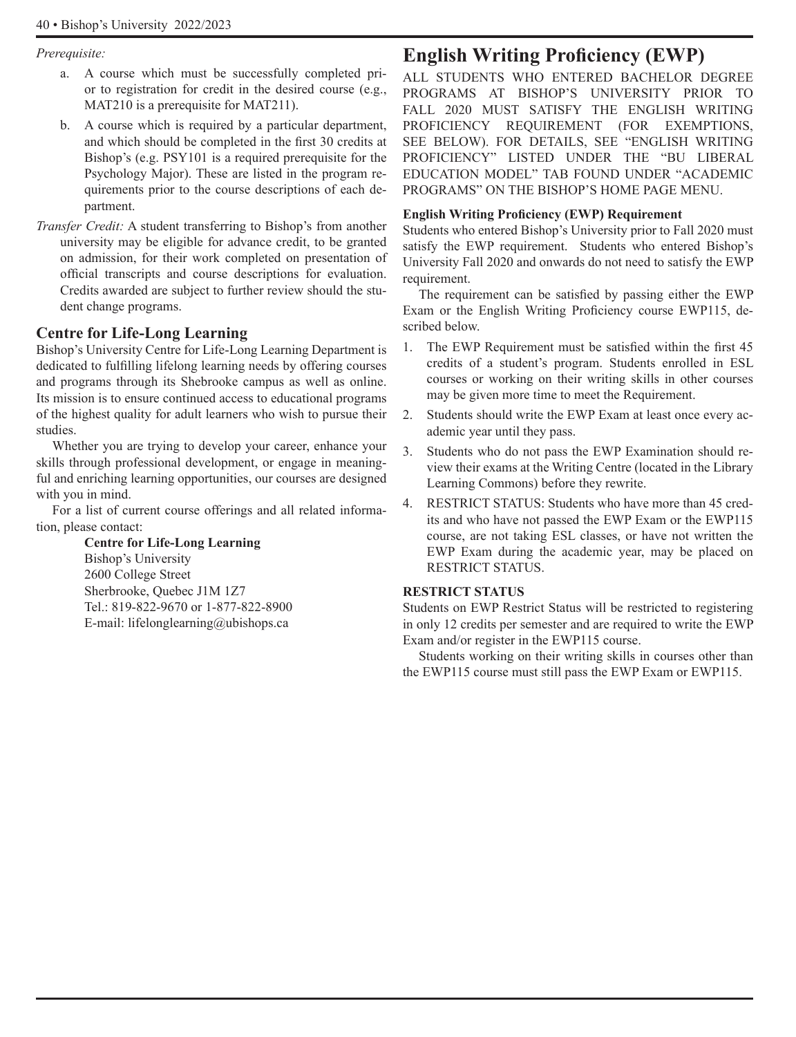*Prerequisite:*

a. A course which must be successfully completed prior to registration for credit in the desired course (e.g., MAT210 is a prerequisite for MAT211).

b. A course which is required by a particular department, and which should be completed in the first 30 credits at Bishop's (e.g. PSY101 is a required prerequisite for the Psychology Major). These are listed in the program requirements prior to the course descriptions of each department.

*Transfer Credit:* A student transferring to Bishop's from another university may be eligible for advance credit, to be granted on admission, for their work completed on presentation of official transcripts and course descriptions for evaluation. Credits awarded are subject to further review should the student change programs.

### Centre for Life-Long Learning

Bishop's University Centre for Life-Long Learning Department is dedicated to fulfilling lifelong learning needs by offering courses and programs through its Shebrooke campus as well as online. Its mission is to ensure continued access to educational programs of the highest quality for adult learners who wish to pursue their studies.

Whether you are trying to develop your career, enhance your skills through professional development, or engage in meaningful and enriching learning opportunities, our courses are designed with you in mind.

For a list of current course offerings and all related information, please contact:

**Centre for Life-Long Learning**
Bishop's University
2600 College Street
Sherbrooke, Quebec J1M 1Z7
Tel.: 819-822-9670 or 1-877-822-8900
E-mail: lifelonglearning@ubishops.ca

## English Writing Proficiency (EWP)

ALL STUDENTS WHO ENTERED BACHELOR DEGREE PROGRAMS AT BISHOP'S UNIVERSITY PRIOR TO FALL 2020 MUST SATISFY THE ENGLISH WRITING PROFICIENCY REQUIREMENT (FOR EXEMPTIONS, SEE BELOW). FOR DETAILS, SEE "ENGLISH WRITING PROFICIENCY" LISTED UNDER THE "BU LIBERAL EDUCATION MODEL" TAB FOUND UNDER "ACADEMIC PROGRAMS" ON THE BISHOP'S HOME PAGE MENU.

**English Writing Proficiency (EWP) Requirement**

Students who entered Bishop's University prior to Fall 2020 must satisfy the EWP requirement. Students who entered Bishop's University Fall 2020 and onwards do not need to satisfy the EWP requirement.

The requirement can be satisfied by passing either the EWP Exam or the English Writing Proficiency course EWP115, described below.

1. The EWP Requirement must be satisfied within the first 45 credits of a student's program. Students enrolled in ESL courses or working on their writing skills in other courses may be given more time to meet the Requirement.
2. Students should write the EWP Exam at least once every academic year until they pass.
3. Students who do not pass the EWP Examination should review their exams at the Writing Centre (located in the Library Learning Commons) before they rewrite.
4. RESTRICT STATUS: Students who have more than 45 credits and who have not passed the EWP Exam or the EWP115 course, are not taking ESL classes, or have not written the EWP Exam during the academic year, may be placed on RESTRICT STATUS.

**RESTRICT STATUS**

Students on EWP Restrict Status will be restricted to registering in only 12 credits per semester and are required to write the EWP Exam and/or register in the EWP115 course.

Students working on their writing skills in courses other than the EWP115 course must still pass the EWP Exam or EWP115.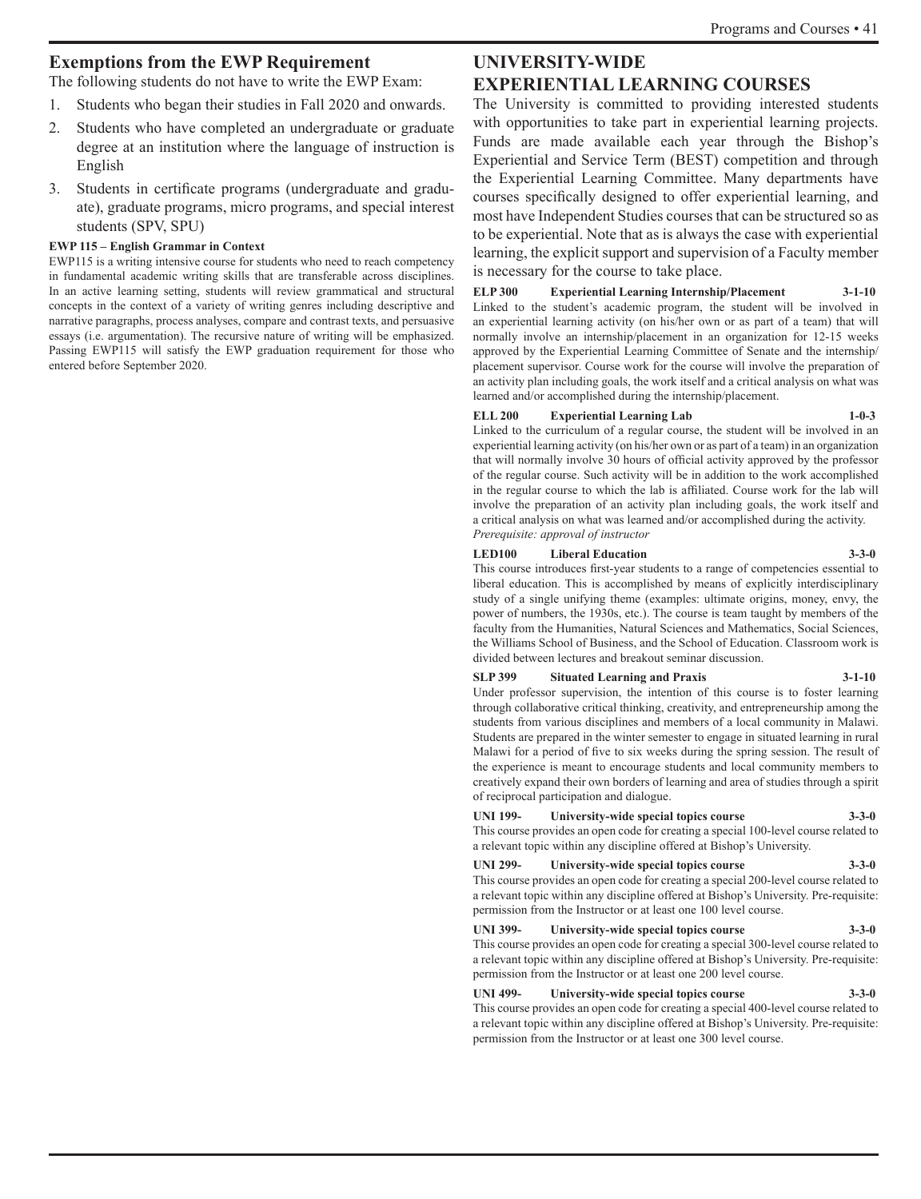## Exemptions from the EWP Requirement

The following students do not have to write the EWP Exam:

1. Students who began their studies in Fall 2020 and onwards.
2. Students who have completed an undergraduate or graduate degree at an institution where the language of instruction is English
3. Students in certificate programs (undergraduate and graduate), graduate programs, micro programs, and special interest students (SPV, SPU)

**EWP 115 – English Grammar in Context**

EWP115 is a writing intensive course for students who need to reach competency in fundamental academic writing skills that are transferable across disciplines. In an active learning setting, students will review grammatical and structural concepts in the context of a variety of writing genres including descriptive and narrative paragraphs, process analyses, compare and contrast texts, and persuasive essays (i.e. argumentation). The recursive nature of writing will be emphasized. Passing EWP115 will satisfy the EWP graduation requirement for those who entered before September 2020.

## UNIVERSITY-WIDE EXPERIENTIAL LEARNING COURSES

The University is committed to providing interested students with opportunities to take part in experiential learning projects. Funds are made available each year through the Bishop's Experiential and Service Term (BEST) competition and through the Experiential Learning Committee. Many departments have courses specifically designed to offer experiential learning, and most have Independent Studies courses that can be structured so as to be experiential. Note that as is always the case with experiential learning, the explicit support and supervision of a Faculty member is necessary for the course to take place.

**ELP 300 Experiential Learning Internship/Placement 3-1-10**

Linked to the student's academic program, the student will be involved in an experiential learning activity (on his/her own or as part of a team) that will normally involve an internship/placement in an organization for 12-15 weeks approved by the Experiential Learning Committee of Senate and the internship/placement supervisor. Course work for the course will involve the preparation of an activity plan including goals, the work itself and a critical analysis on what was learned and/or accomplished during the internship/placement.

**ELL 200 Experiential Learning Lab 1-0-3**

Linked to the curriculum of a regular course, the student will be involved in an experiential learning activity (on his/her own or as part of a team) in an organization that will normally involve 30 hours of official activity approved by the professor of the regular course. Such activity will be in addition to the work accomplished in the regular course to which the lab is affiliated. Course work for the lab will involve the preparation of an activity plan including goals, the work itself and a critical analysis on what was learned and/or accomplished during the activity.

*Prerequisite: approval of instructor*

**LED100 Liberal Education 3-3-0**

This course introduces first-year students to a range of competencies essential to liberal education. This is accomplished by means of explicitly interdisciplinary study of a single unifying theme (examples: ultimate origins, money, envy, the power of numbers, the 1930s, etc.). The course is team taught by members of the faculty from the Humanities, Natural Sciences and Mathematics, Social Sciences, the Williams School of Business, and the School of Education. Classroom work is divided between lectures and breakout seminar discussion.

**SLP 399 Situated Learning and Praxis 3-1-10**

Under professor supervision, the intention of this course is to foster learning through collaborative critical thinking, creativity, and entrepreneurship among the students from various disciplines and members of a local community in Malawi. Students are prepared in the winter semester to engage in situated learning in rural Malawi for a period of five to six weeks during the spring session. The result of the experience is meant to encourage students and local community members to creatively expand their own borders of learning and area of studies through a spirit of reciprocal participation and dialogue.

**UNI 199- University-wide special topics course 3-3-0**

This course provides an open code for creating a special 100-level course related to a relevant topic within any discipline offered at Bishop's University.

**UNI 299- University-wide special topics course 3-3-0**

This course provides an open code for creating a special 200-level course related to a relevant topic within any discipline offered at Bishop's University. Pre-requisite: permission from the Instructor or at least one 100 level course.

**UNI 399- University-wide special topics course 3-3-0**

This course provides an open code for creating a special 300-level course related to a relevant topic within any discipline offered at Bishop's University. Pre-requisite: permission from the Instructor or at least one 200 level course.

**UNI 499- University-wide special topics course 3-3-0**

This course provides an open code for creating a special 400-level course related to a relevant topic within any discipline offered at Bishop's University. Pre-requisite: permission from the Instructor or at least one 300 level course.